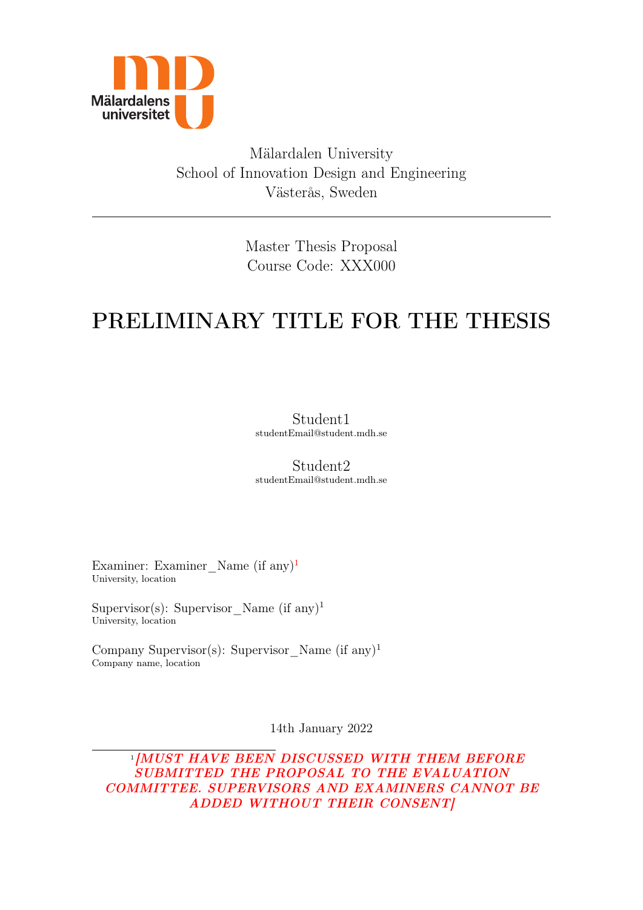Mälardalen University
School of Innovation Design and Engineering
Västerås, Sweden

---

Master Thesis Proposal
Course Code: XXX000

# PRELIMINARY TITLE FOR THE THESIS

Student1
studentEmail@student.mdh.se

Student2
studentEmail@student.mdh.se

Examiner: Examiner_Name (if any)[1]
University, location

Supervisor(s): Supervisor_Name (if any)[1]
University, location

Company Supervisor(s): Supervisor_Name (if any)[1]
Company name, location

14th January 2022

---

[1] ***[MUST HAVE BEEN DISCUSSED WITH THEM BEFORE SUBMITTED THE PROPOSAL TO THE EVALUATION COMMITTEE. SUPERVISORS AND EXAMINERS CANNOT BE ADDED WITHOUT THEIR CONSENT]***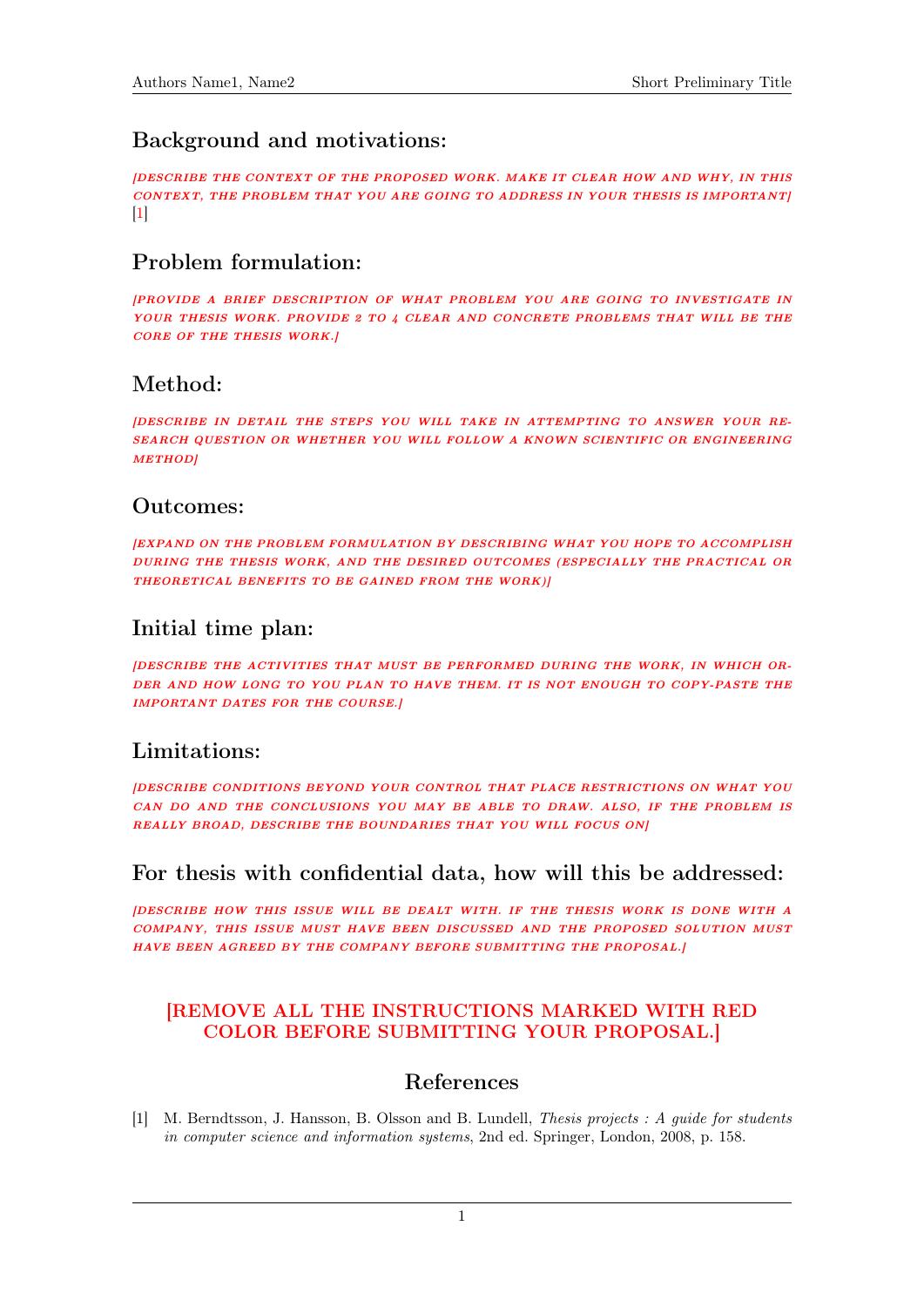## Background and motivations:

*[DESCRIBE THE CONTEXT OF THE PROPOSED WORK. MAKE IT CLEAR HOW AND WHY, IN THIS CONTEXT, THE PROBLEM THAT YOU ARE GOING TO ADDRESS IN YOUR THESIS IS IMPORTANT]* [1]

## Problem formulation:

*[PROVIDE A BRIEF DESCRIPTION OF WHAT PROBLEM YOU ARE GOING TO INVESTIGATE IN YOUR THESIS WORK. PROVIDE 2 TO 4 CLEAR AND CONCRETE PROBLEMS THAT WILL BE THE CORE OF THE THESIS WORK.]*

## Method:

*[DESCRIBE IN DETAIL THE STEPS YOU WILL TAKE IN ATTEMPTING TO ANSWER YOUR RESEARCH QUESTION OR WHETHER YOU WILL FOLLOW A KNOWN SCIENTIFIC OR ENGINEERING METHOD]*

## Outcomes:

*[EXPAND ON THE PROBLEM FORMULATION BY DESCRIBING WHAT YOU HOPE TO ACCOMPLISH DURING THE THESIS WORK, AND THE DESIRED OUTCOMES (ESPECIALLY THE PRACTICAL OR THEORETICAL BENEFITS TO BE GAINED FROM THE WORK)]*

## Initial time plan:

*[DESCRIBE THE ACTIVITIES THAT MUST BE PERFORMED DURING THE WORK, IN WHICH ORDER AND HOW LONG TO YOU PLAN TO HAVE THEM. IT IS NOT ENOUGH TO COPY-PASTE THE IMPORTANT DATES FOR THE COURSE.]*

## Limitations:

*[DESCRIBE CONDITIONS BEYOND YOUR CONTROL THAT PLACE RESTRICTIONS ON WHAT YOU CAN DO AND THE CONCLUSIONS YOU MAY BE ABLE TO DRAW. ALSO, IF THE PROBLEM IS REALLY BROAD, DESCRIBE THE BOUNDARIES THAT YOU WILL FOCUS ON]*

## For thesis with confidential data, how will this be addressed:

*[DESCRIBE HOW THIS ISSUE WILL BE DEALT WITH. IF THE THESIS WORK IS DONE WITH A COMPANY, THIS ISSUE MUST HAVE BEEN DISCUSSED AND THE PROPOSED SOLUTION MUST HAVE BEEN AGREED BY THE COMPANY BEFORE SUBMITTING THE PROPOSAL.]*

**[REMOVE ALL THE INSTRUCTIONS MARKED WITH RED COLOR BEFORE SUBMITTING YOUR PROPOSAL.]**

## References

[1] M. Berndtsson, J. Hansson, B. Olsson and B. Lundell, *Thesis projects : A guide for students in computer science and information systems*, 2nd ed. Springer, London, 2008, p. 158.